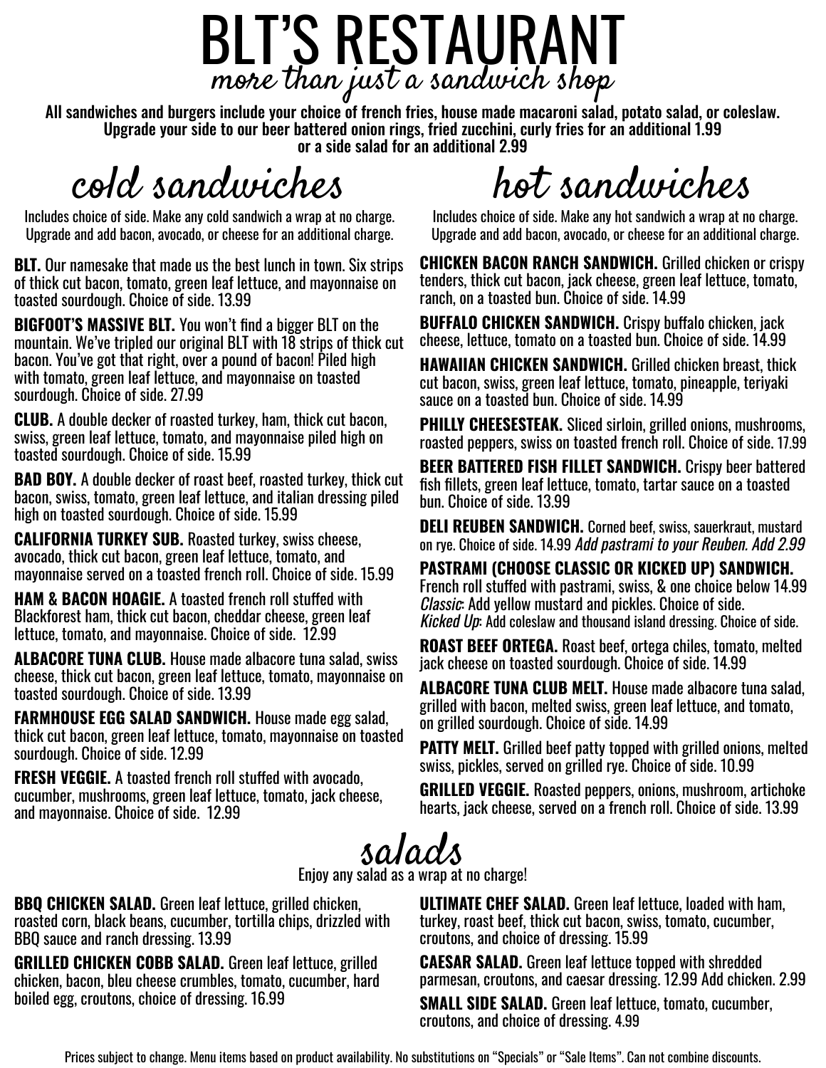# BLT'S RESTAURANT

*more than just a sandwich shop*

**All sandwiches and burgers include your choice of french fries, house made macaroni salad, potato salad, or coleslaw. Upgrade your side to our beer battered onion rings, fried zucchini, curly fries for an additional 1.99 or a side salad for an additional 2.99**

## cold sandwiches

Includes choice of side. Make any cold sandwich a wrap at no charge. Upgrade and add bacon, avocado, or cheese for an additional charge.

**BLT.** Our namesake that made us the best lunch in town. Six strips of thick cut bacon, tomato, green leaf lettuce, and mayonnaise on toasted sourdough. Choice of side. 13.99

**BIGFOOT'S MASSIVE BLT.** You won't find a bigger BLT on the mountain. We've tripled our original BLT with 18 strips of thick cut bacon. You've got that right, over a pound of bacon! Piled high with tomato, green leaf lettuce, and mayonnaise on toasted sourdough. Choice of side. 27.99

**CLUB.** A double decker of roasted turkey, ham, thick cut bacon, swiss, green leaf lettuce, tomato, and mayonnaise piled high on toasted sourdough. Choice of side. 15.99

**BAD BOY.** A double decker of roast beef, roasted turkey, thick cut bacon, swiss, tomato, green leaf lettuce, and italian dressing piled high on toasted sourdough. Choice of side. 15.99

**CALIFORNIA TURKEY SUB.** Roasted turkey, swiss cheese, avocado, thick cut bacon, green leaf lettuce, tomato, and mayonnaise served on a toasted french roll. Choice of side. 15.99

**HAM & BACON HOAGIE.** A toasted french roll stuffed with Blackforest ham, thick cut bacon, cheddar cheese, green leaf lettuce, tomato, and mayonnaise. Choice of side. 12.99

**ALBACORE TUNA CLUB.** House made albacore tuna salad, swiss cheese, thick cut bacon, green leaf lettuce, tomato, mayonnaise on toasted sourdough. Choice of side. 13.99

**FARMHOUSE EGG SALAD SANDWICH.** House made egg salad, thick cut bacon, green leaf lettuce, tomato, mayonnaise on toasted sourdough. Choice of side. 12.99

**FRESH VEGGIE.** A toasted french roll stuffed with avocado, cucumber, mushrooms, green leaf lettuce, tomato, jack cheese, and mayonnaise. Choice of side. 12.99

## hot sandwiches

Includes choice of side. Make any hot sandwich a wrap at no charge. Upgrade and add bacon, avocado, or cheese for an additional charge.

**CHICKEN BACON RANCH SANDWICH.** Grilled chicken or crispy tenders, thick cut bacon, jack cheese, green leaf lettuce, tomato, ranch, on a toasted bun. Choice of side. 14.99

**BUFFALO CHICKEN SANDWICH.** Crispy buffalo chicken, jack cheese, lettuce, tomato on a toasted bun. Choice of side. 14.99

**HAWAIIAN CHICKEN SANDWICH.** Grilled chicken breast, thick cut bacon, swiss, green leaf lettuce, tomato, pineapple, teriyaki sauce on a toasted bun. Choice of side. 14.99

**PHILLY CHEESESTEAK.** Sliced sirloin, grilled onions, mushrooms, roasted peppers, swiss on toasted french roll. Choice of side. 17.99

**BEER BATTERED FISH FILLET SANDWICH.** Crispy beer battered fish fillets, green leaf lettuce, tomato, tartar sauce on a toasted bun. Choice of side. 13.99

**DELI REUBEN SANDWICH.** Corned beef, swiss, sauerkraut, mustard on rye. Choice of side. 14.99 *Add pastrami to your Reuben. Add 2.99*

**PASTRAMI (CHOOSE CLASSIC OR KICKED UP) SANDWICH.** French roll stuffed with pastrami, swiss, & one choice below 14.99
*Classic*: Add yellow mustard and pickles. Choice of side.
*Kicked Up*: Add coleslaw and thousand island dressing. Choice of side.

**ROAST BEEF ORTEGA.** Roast beef, ortega chiles, tomato, melted jack cheese on toasted sourdough. Choice of side. 14.99

**ALBACORE TUNA CLUB MELT.** House made albacore tuna salad, grilled with bacon, melted swiss, green leaf lettuce, and tomato, on grilled sourdough. Choice of side. 14.99

**PATTY MELT.** Grilled beef patty topped with grilled onions, melted swiss, pickles, served on grilled rye. Choice of side. 10.99

**GRILLED VEGGIE.** Roasted peppers, onions, mushroom, artichoke hearts, jack cheese, served on a french roll. Choice of side. 13.99

## salads

Enjoy any salad as a wrap at no charge!

**BBQ CHICKEN SALAD.** Green leaf lettuce, grilled chicken, roasted corn, black beans, cucumber, tortilla chips, drizzled with BBQ sauce and ranch dressing. 13.99

**GRILLED CHICKEN COBB SALAD.** Green leaf lettuce, grilled chicken, bacon, bleu cheese crumbles, tomato, cucumber, hard boiled egg, croutons, choice of dressing. 16.99

**ULTIMATE CHEF SALAD.** Green leaf lettuce, loaded with ham, turkey, roast beef, thick cut bacon, swiss, tomato, cucumber, croutons, and choice of dressing. 15.99

**CAESAR SALAD.** Green leaf lettuce topped with shredded parmesan, croutons, and caesar dressing. 12.99 Add chicken. 2.99

**SMALL SIDE SALAD.** Green leaf lettuce, tomato, cucumber, croutons, and choice of dressing. 4.99

Prices subject to change. Menu items based on product availability. No substitutions on "Specials" or "Sale Items". Can not combine discounts.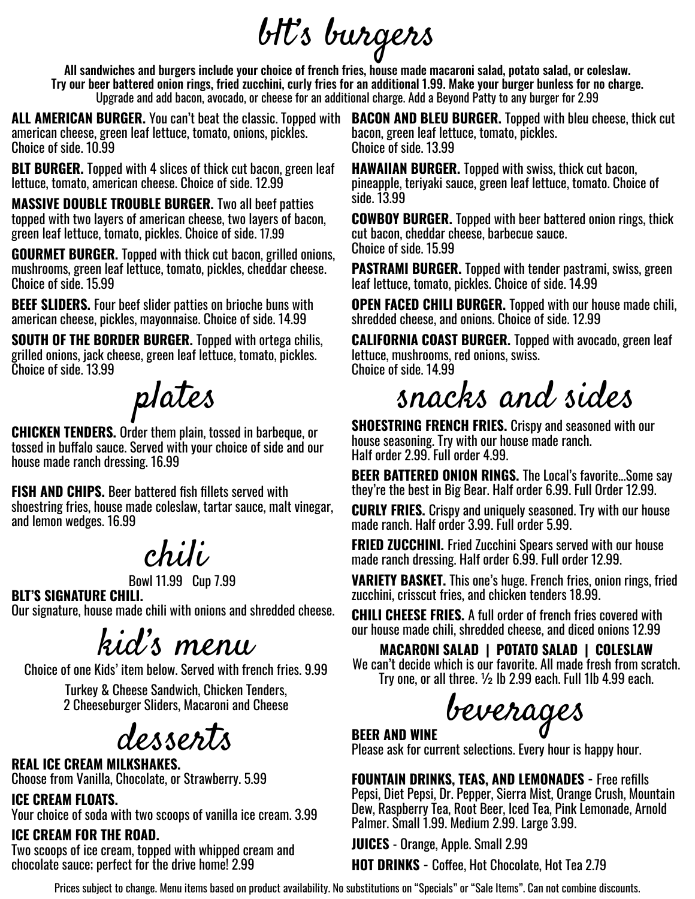# blt's burgers

**All sandwiches and burgers include your choice of french fries, house made macaroni salad, potato salad, or coleslaw.**
**Try our beer battered onion rings, fried zucchini, curly fries for an additional 1.99. Make your burger bunless for no charge.**
Upgrade and add bacon, avocado, or cheese for an additional charge. Add a Beyond Patty to any burger for 2.99

**ALL AMERICAN BURGER.** You can't beat the classic. Topped with american cheese, green leaf lettuce, tomato, onions, pickles. Choice of side. 10.99

**BLT BURGER.** Topped with 4 slices of thick cut bacon, green leaf lettuce, tomato, american cheese. Choice of side. 12.99

**MASSIVE DOUBLE TROUBLE BURGER.** Two all beef patties topped with two layers of american cheese, two layers of bacon, green leaf lettuce, tomato, pickles. Choice of side. 17.99

**GOURMET BURGER.** Topped with thick cut bacon, grilled onions, mushrooms, green leaf lettuce, tomato, pickles, cheddar cheese. Choice of side. 15.99

**BEEF SLIDERS.** Four beef slider patties on brioche buns with american cheese, pickles, mayonnaise. Choice of side. 14.99

**SOUTH OF THE BORDER BURGER.** Topped with ortega chilis, grilled onions, jack cheese, green leaf lettuce, tomato, pickles. Choice of side. 13.99

**BACON AND BLEU BURGER.** Topped with bleu cheese, thick cut bacon, green leaf lettuce, tomato, pickles. Choice of side. 13.99

**HAWAIIAN BURGER.** Topped with swiss, thick cut bacon, pineapple, teriyaki sauce, green leaf lettuce, tomato. Choice of side. 13.99

**COWBOY BURGER.** Topped with beer battered onion rings, thick cut bacon, cheddar cheese, barbecue sauce. Choice of side. 15.99

**PASTRAMI BURGER.** Topped with tender pastrami, swiss, green leaf lettuce, tomato, pickles. Choice of side. 14.99

**OPEN FACED CHILI BURGER.** Topped with our house made chili, shredded cheese, and onions. Choice of side. 12.99

**CALIFORNIA COAST BURGER.** Topped with avocado, green leaf lettuce, mushrooms, red onions, swiss. Choice of side. 14.99

## plates

**CHICKEN TENDERS.** Order them plain, tossed in barbeque, or tossed in buffalo sauce. Served with your choice of side and our house made ranch dressing. 16.99

**FISH AND CHIPS.** Beer battered fish fillets served with shoestring fries, house made coleslaw, tartar sauce, malt vinegar, and lemon wedges. 16.99

## chili

Bowl 11.99 Cup 7.99

**BLT'S SIGNATURE CHILI.**
Our signature, house made chili with onions and shredded cheese.

## kid's menu

Choice of one Kids' item below. Served with french fries. 9.99

Turkey & Cheese Sandwich, Chicken Tenders, 2 Cheeseburger Sliders, Macaroni and Cheese

## desserts

**REAL ICE CREAM MILKSHAKES.**
Choose from Vanilla, Chocolate, or Strawberry. 5.99

**ICE CREAM FLOATS.**
Your choice of soda with two scoops of vanilla ice cream. 3.99

**ICE CREAM FOR THE ROAD.**
Two scoops of ice cream, topped with whipped cream and chocolate sauce; perfect for the drive home! 2.99

## snacks and sides

**SHOESTRING FRENCH FRIES.** Crispy and seasoned with our house seasoning. Try with our house made ranch. Half order 2.99. Full order 4.99.

**BEER BATTERED ONION RINGS.** The Local's favorite...Some say they're the best in Big Bear. Half order 6.99. Full Order 12.99.

**CURLY FRIES.** Crispy and uniquely seasoned. Try with our house made ranch. Half order 3.99. Full order 5.99.

**FRIED ZUCCHINI.** Fried Zucchini Spears served with our house made ranch dressing. Half order 6.99. Full order 12.99.

**VARIETY BASKET.** This one's huge. French fries, onion rings, fried zucchini, crisscut fries, and chicken tenders 18.99.

**CHILI CHEESE FRIES.** A full order of french fries covered with our house made chili, shredded cheese, and diced onions 12.99

**MACARONI SALAD | POTATO SALAD | COLESLAW**
We can't decide which is our favorite. All made fresh from scratch. Try one, or all three. ½ lb 2.99 each. Full 1lb 4.99 each.

## beverages

**BEER AND WINE**
Please ask for current selections. Every hour is happy hour.

**FOUNTAIN DRINKS, TEAS, AND LEMONADES** - Free refills
Pepsi, Diet Pepsi, Dr. Pepper, Sierra Mist, Orange Crush, Mountain Dew, Raspberry Tea, Root Beer, Iced Tea, Pink Lemonade, Arnold Palmer. Small 1.99. Medium 2.99. Large 3.99.

**JUICES** - Orange, Apple. Small 2.99

**HOT DRINKS** - Coffee, Hot Chocolate, Hot Tea 2.79

Prices subject to change. Menu items based on product availability. No substitutions on "Specials" or "Sale Items". Can not combine discounts.